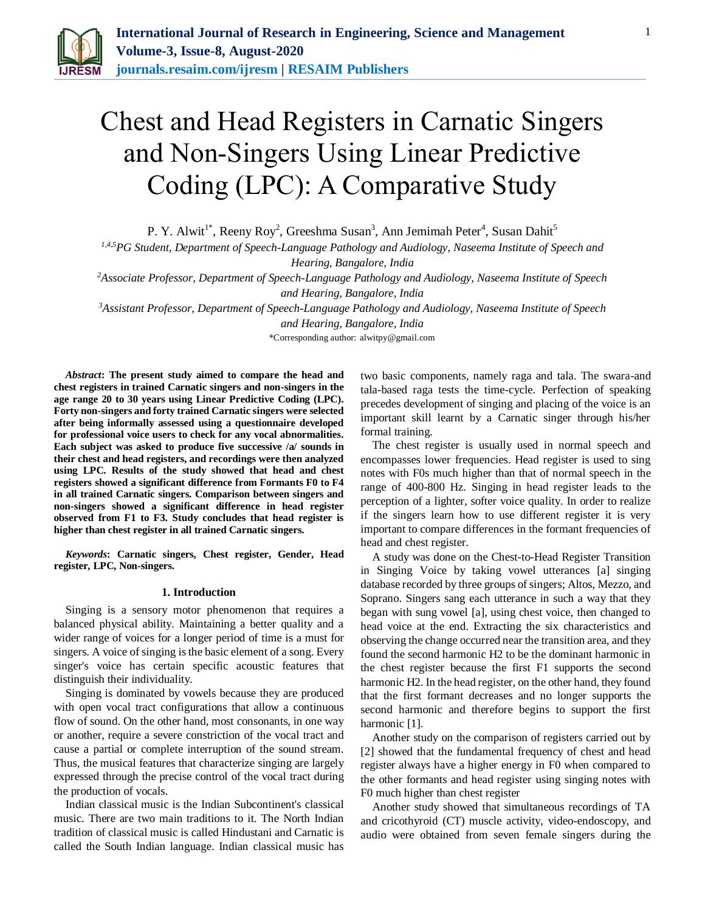# Chest and Head Registers in Carnatic Singers and Non-Singers Using Linear Predictive Coding (LPC): A Comparative Study

P. Y. Alwit[1*], Reeny Roy[2], Greeshma Susan[3], Ann Jemimah Peter[4], Susan Dahit[5]

[1,4,5]*PG Student, Department of Speech-Language Pathology and Audiology, Naseema Institute of Speech and Hearing, Bangalore, India*

[2]*Associate Professor, Department of Speech-Language Pathology and Audiology, Naseema Institute of Speech and Hearing, Bangalore, India*

[3]*Assistant Professor, Department of Speech-Language Pathology and Audiology, Naseema Institute of Speech and Hearing, Bangalore, India*

*Corresponding author: alwitpy@gmail.com

***Abstract*: The present study aimed to compare the head and chest registers in trained Carnatic singers and non-singers in the age range 20 to 30 years using Linear Predictive Coding (LPC). Forty non-singers and forty trained Carnatic singers were selected after being informally assessed using a questionnaire developed for professional voice users to check for any vocal abnormalities. Each subject was asked to produce five successive /a/ sounds in their chest and head registers, and recordings were then analyzed using LPC. Results of the study showed that head and chest registers showed a significant difference from Formants F0 to F4 in all trained Carnatic singers. Comparison between singers and non-singers showed a significant difference in head register observed from F1 to F3. Study concludes that head register is higher than chest register in all trained Carnatic singers.**

***Keywords*: Carnatic singers, Chest register, Gender, Head register, LPC, Non-singers.**

## 1. Introduction

Singing is a sensory motor phenomenon that requires a balanced physical ability. Maintaining a better quality and a wider range of voices for a longer period of time is a must for singers. A voice of singing is the basic element of a song. Every singer's voice has certain specific acoustic features that distinguish their individuality.

Singing is dominated by vowels because they are produced with open vocal tract configurations that allow a continuous flow of sound. On the other hand, most consonants, in one way or another, require a severe constriction of the vocal tract and cause a partial or complete interruption of the sound stream. Thus, the musical features that characterize singing are largely expressed through the precise control of the vocal tract during the production of vocals.

Indian classical music is the Indian Subcontinent's classical music. There are two main traditions to it. The North Indian tradition of classical music is called Hindustani and Carnatic is called the South Indian language. Indian classical music has two basic components, namely raga and tala. The swara-and tala-based raga tests the time-cycle. Perfection of speaking precedes development of singing and placing of the voice is an important skill learnt by a Carnatic singer through his/her formal training.

The chest register is usually used in normal speech and encompasses lower frequencies. Head register is used to sing notes with F0s much higher than that of normal speech in the range of 400-800 Hz. Singing in head register leads to the perception of a lighter, softer voice quality. In order to realize if the singers learn how to use different register it is very important to compare differences in the formant frequencies of head and chest register.

A study was done on the Chest-to-Head Register Transition in Singing Voice by taking vowel utterances [a] singing database recorded by three groups of singers; Altos, Mezzo, and Soprano. Singers sang each utterance in such a way that they began with sung vowel [a], using chest voice, then changed to head voice at the end. Extracting the six characteristics and observing the change occurred near the transition area, and they found the second harmonic H2 to be the dominant harmonic in the chest register because the first F1 supports the second harmonic H2. In the head register, on the other hand, they found that the first formant decreases and no longer supports the second harmonic and therefore begins to support the first harmonic [1].

Another study on the comparison of registers carried out by [2] showed that the fundamental frequency of chest and head register always have a higher energy in F0 when compared to the other formants and head register using singing notes with F0 much higher than chest register

Another study showed that simultaneous recordings of TA and cricothyroid (CT) muscle activity, video-endoscopy, and audio were obtained from seven female singers during the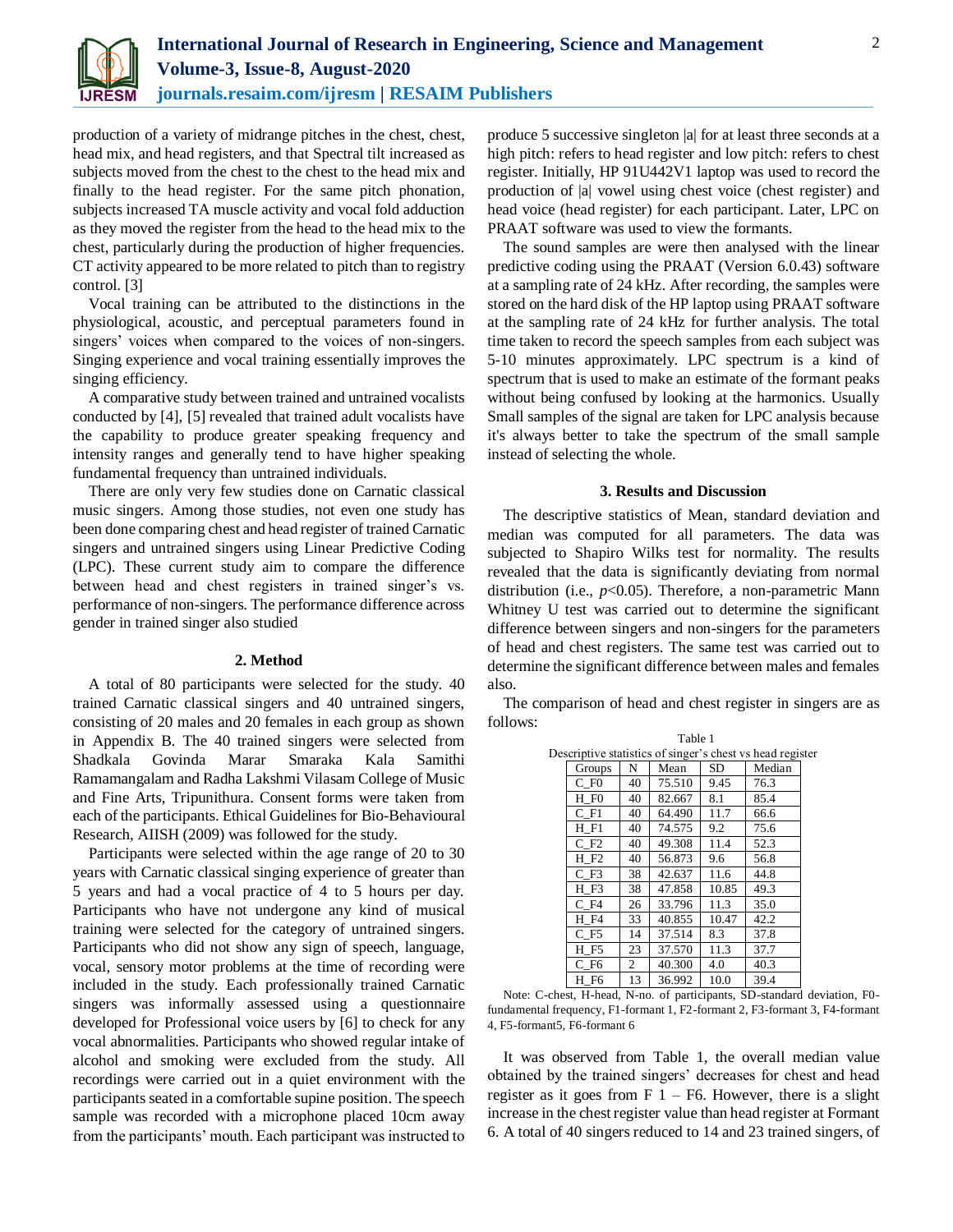production of a variety of midrange pitches in the chest, chest, head mix, and head registers, and that Spectral tilt increased as subjects moved from the chest to the chest to the head mix and finally to the head register. For the same pitch phonation, subjects increased TA muscle activity and vocal fold adduction as they moved the register from the head to the head mix to the chest, particularly during the production of higher frequencies. CT activity appeared to be more related to pitch than to registry control. [3]

Vocal training can be attributed to the distinctions in the physiological, acoustic, and perceptual parameters found in singers' voices when compared to the voices of non-singers. Singing experience and vocal training essentially improves the singing efficiency.

A comparative study between trained and untrained vocalists conducted by [4], [5] revealed that trained adult vocalists have the capability to produce greater speaking frequency and intensity ranges and generally tend to have higher speaking fundamental frequency than untrained individuals.

There are only very few studies done on Carnatic classical music singers. Among those studies, not even one study has been done comparing chest and head register of trained Carnatic singers and untrained singers using Linear Predictive Coding (LPC). These current study aim to compare the difference between head and chest registers in trained singer's vs. performance of non-singers. The performance difference across gender in trained singer also studied

## 2. Method

A total of 80 participants were selected for the study. 40 trained Carnatic classical singers and 40 untrained singers, consisting of 20 males and 20 females in each group as shown in Appendix B. The 40 trained singers were selected from Shadkala Govinda Marar Smaraka Kala Samithi Ramamangalam and Radha Lakshmi Vilasam College of Music and Fine Arts, Tripunithura. Consent forms were taken from each of the participants. Ethical Guidelines for Bio-Behavioural Research, AIISH (2009) was followed for the study.

Participants were selected within the age range of 20 to 30 years with Carnatic classical singing experience of greater than 5 years and had a vocal practice of 4 to 5 hours per day. Participants who have not undergone any kind of musical training were selected for the category of untrained singers. Participants who did not show any sign of speech, language, vocal, sensory motor problems at the time of recording were included in the study. Each professionally trained Carnatic singers was informally assessed using a questionnaire developed for Professional voice users by [6] to check for any vocal abnormalities. Participants who showed regular intake of alcohol and smoking were excluded from the study. All recordings were carried out in a quiet environment with the participants seated in a comfortable supine position. The speech sample was recorded with a microphone placed 10cm away from the participants' mouth. Each participant was instructed to produce 5 successive singleton |a| for at least three seconds at a high pitch: refers to head register and low pitch: refers to chest register. Initially, HP 91U442V1 laptop was used to record the production of |a| vowel using chest voice (chest register) and head voice (head register) for each participant. Later, LPC on PRAAT software was used to view the formants.

The sound samples are were then analysed with the linear predictive coding using the PRAAT (Version 6.0.43) software at a sampling rate of 24 kHz. After recording, the samples were stored on the hard disk of the HP laptop using PRAAT software at the sampling rate of 24 kHz for further analysis. The total time taken to record the speech samples from each subject was 5-10 minutes approximately. LPC spectrum is a kind of spectrum that is used to make an estimate of the formant peaks without being confused by looking at the harmonics. Usually Small samples of the signal are taken for LPC analysis because it's always better to take the spectrum of the small sample instead of selecting the whole.

## 3. Results and Discussion

The descriptive statistics of Mean, standard deviation and median was computed for all parameters. The data was subjected to Shapiro Wilks test for normality. The results revealed that the data is significantly deviating from normal distribution (i.e., $p<0.05$). Therefore, a non-parametric Mann Whitney U test was carried out to determine the significant difference between singers and non-singers for the parameters of head and chest registers. The same test was carried out to determine the significant difference between males and females also.

The comparison of head and chest register in singers are as follows:

Table 1
Descriptive statistics of singer's chest vs head register

| Groups | N | Mean | SD | Median |
|---|---|---|---|---|
| C_F0 | 40 | 75.510 | 9.45 | 76.3 |
| H_F0 | 40 | 82.667 | 8.1 | 85.4 |
| C_F1 | 40 | 64.490 | 11.7 | 66.6 |
| H_F1 | 40 | 74.575 | 9.2 | 75.6 |
| C_F2 | 40 | 49.308 | 11.4 | 52.3 |
| H_F2 | 40 | 56.873 | 9.6 | 56.8 |
| C_F3 | 38 | 42.637 | 11.6 | 44.8 |
| H_F3 | 38 | 47.858 | 10.85 | 49.3 |
| C_F4 | 26 | 33.796 | 11.3 | 35.0 |
| H_F4 | 33 | 40.855 | 10.47 | 42.2 |
| C_F5 | 14 | 37.514 | 8.3 | 37.8 |
| H_F5 | 23 | 37.570 | 11.3 | 37.7 |
| C_F6 | 2 | 40.300 | 4.0 | 40.3 |
| H_F6 | 13 | 36.992 | 10.0 | 39.4 |

Note: C-chest, H-head, N-no. of participants, SD-standard deviation, F0-fundamental frequency, F1-formant 1, F2-formant 2, F3-formant 3, F4-formant 4, F5-formant5, F6-formant 6

It was observed from Table 1, the overall median value obtained by the trained singers' decreases for chest and head register as it goes from F 1 – F6. However, there is a slight increase in the chest register value than head register at Formant 6. A total of 40 singers reduced to 14 and 23 trained singers, of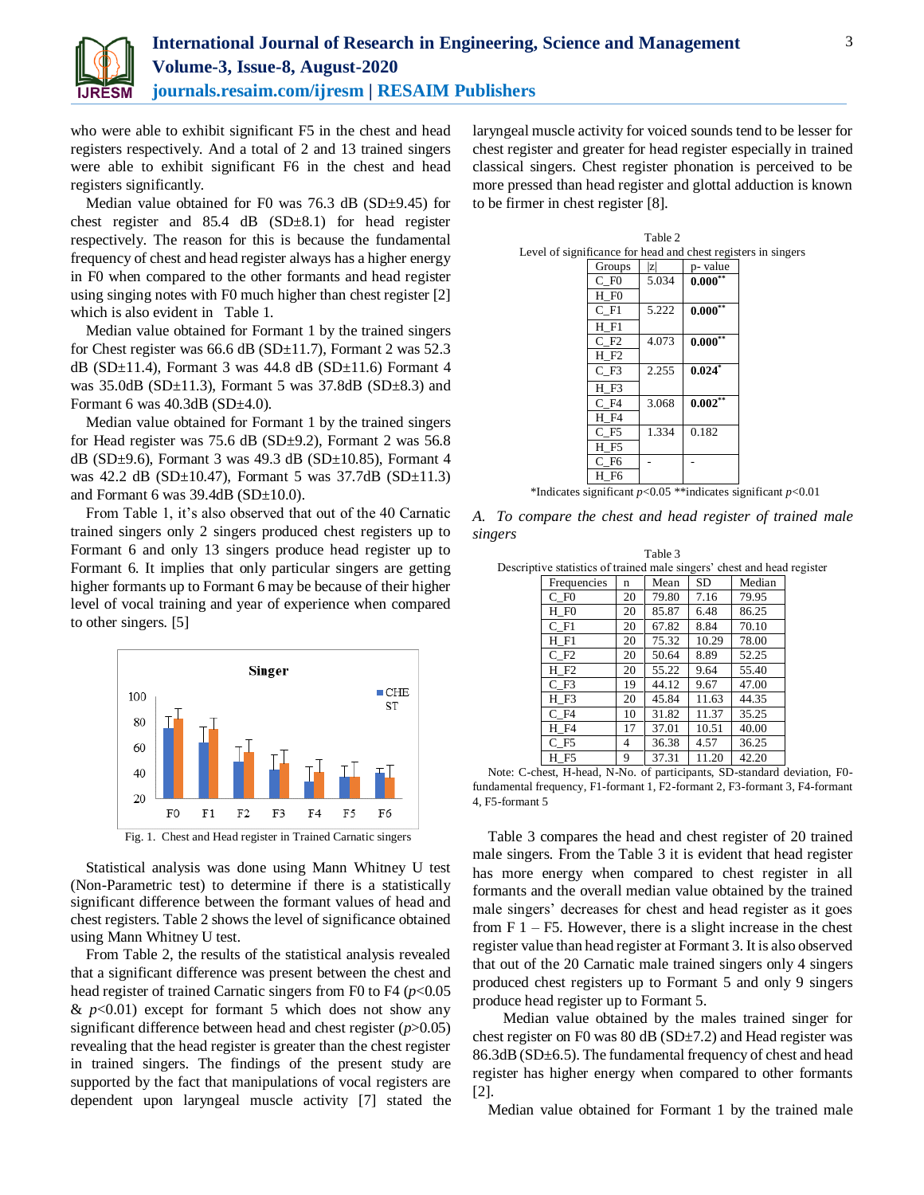who were able to exhibit significant F5 in the chest and head registers respectively. And a total of 2 and 13 trained singers were able to exhibit significant F6 in the chest and head registers significantly.

Median value obtained for F0 was 76.3 dB (SD±9.45) for chest register and 85.4 dB (SD±8.1) for head register respectively. The reason for this is because the fundamental frequency of chest and head register always has a higher energy in F0 when compared to the other formants and head register using singing notes with F0 much higher than chest register [2] which is also evident in Table 1.

Median value obtained for Formant 1 by the trained singers for Chest register was 66.6 dB (SD±11.7), Formant 2 was 52.3 dB (SD±11.4), Formant 3 was 44.8 dB (SD±11.6) Formant 4 was 35.0dB (SD±11.3), Formant 5 was 37.8dB (SD±8.3) and Formant 6 was 40.3dB (SD±4.0).

Median value obtained for Formant 1 by the trained singers for Head register was 75.6 dB (SD±9.2), Formant 2 was 56.8 dB (SD±9.6), Formant 3 was 49.3 dB (SD±10.85), Formant 4 was 42.2 dB (SD±10.47), Formant 5 was 37.7dB (SD±11.3) and Formant 6 was 39.4dB (SD±10.0).

From Table 1, it's also observed that out of the 40 Carnatic trained singers only 2 singers produced chest registers up to Formant 6 and only 13 singers produce head register up to Formant 6. It implies that only particular singers are getting higher formants up to Formant 6 may be because of their higher level of vocal training and year of experience when compared to other singers. [5]

Fig. 1. Chest and Head register in Trained Carnatic singers

Statistical analysis was done using Mann Whitney U test (Non-Parametric test) to determine if there is a statistically significant difference between the formant values of head and chest registers. Table 2 shows the level of significance obtained using Mann Whitney U test.

From Table 2, the results of the statistical analysis revealed that a significant difference was present between the chest and head register of trained Carnatic singers from F0 to F4 ($p$<0.05 & $p$<0.01) except for formant 5 which does not show any significant difference between head and chest register ($p$>0.05) revealing that the head register is greater than the chest register in trained singers. The findings of the present study are supported by the fact that manipulations of vocal registers are dependent upon laryngeal muscle activity [7] stated the laryngeal muscle activity for voiced sounds tend to be lesser for chest register and greater for head register especially in trained classical singers. Chest register phonation is perceived to be more pressed than head register and glottal adduction is known to be firmer in chest register [8].

Table 2
Level of significance for head and chest registers in singers

| Groups | \|z\| | p- value |
|---|---|---|
| C_F0 | 5.034 | **0.000**** |
| H_F0 | | |
| C_F1 | 5.222 | **0.000**** |
| H_F1 | | |
| C_F2 | 4.073 | **0.000**** |
| H_F2 | | |
| C_F3 | 2.255 | **0.024*** |
| H_F3 | | |
| C_F4 | 3.068 | **0.002**** |
| H_F4 | | |
| C_F5 | 1.334 | 0.182 |
| H_F5 | | |
| C_F6 | - | - |
| H_F6 | | |

*Indicates significant $p$<0.05 **indicates significant $p$<0.01

*A. To compare the chest and head register of trained male singers*

Table 3
Descriptive statistics of trained male singers' chest and head register

| Frequencies | n | Mean | SD | Median |
|---|---|---|---|---|
| C_F0 | 20 | 79.80 | 7.16 | 79.95 |
| H_F0 | 20 | 85.87 | 6.48 | 86.25 |
| C_F1 | 20 | 67.82 | 8.84 | 70.10 |
| H_F1 | 20 | 75.32 | 10.29 | 78.00 |
| C_F2 | 20 | 50.64 | 8.89 | 52.25 |
| H_F2 | 20 | 55.22 | 9.64 | 55.40 |
| C_F3 | 19 | 44.12 | 9.67 | 47.00 |
| H_F3 | 20 | 45.84 | 11.63 | 44.35 |
| C_F4 | 10 | 31.82 | 11.37 | 35.25 |
| H_F4 | 17 | 37.01 | 10.51 | 40.00 |
| C_F5 | 4 | 36.38 | 4.57 | 36.25 |
| H_F5 | 9 | 37.31 | 11.20 | 42.20 |

Note: C-chest, H-head, N-No. of participants, SD-standard deviation, F0-fundamental frequency, F1-formant 1, F2-formant 2, F3-formant 3, F4-formant 4, F5-formant 5

Table 3 compares the head and chest register of 20 trained male singers. From the Table 3 it is evident that head register has more energy when compared to chest register in all formants and the overall median value obtained by the trained male singers' decreases for chest and head register as it goes from F 1 – F5. However, there is a slight increase in the chest register value than head register at Formant 3. It is also observed that out of the 20 Carnatic male trained singers only 4 singers produced chest registers up to Formant 5 and only 9 singers produce head register up to Formant 5.

Median value obtained by the males trained singer for chest register on F0 was 80 dB (SD±7.2) and Head register was 86.3dB (SD±6.5). The fundamental frequency of chest and head register has higher energy when compared to other formants [2].

Median value obtained for Formant 1 by the trained male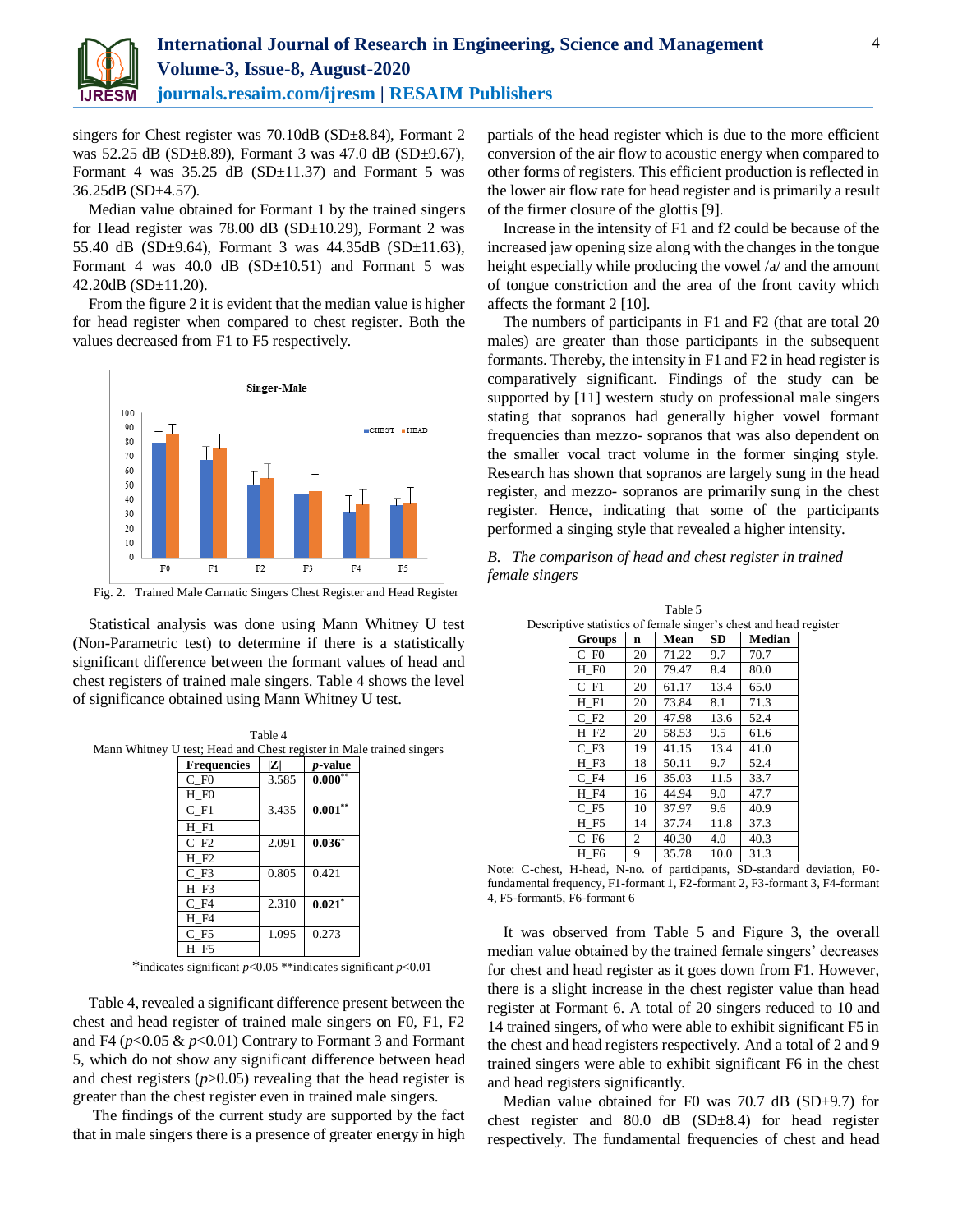singers for Chest register was 70.10dB (SD±8.84), Formant 2 was 52.25 dB (SD±8.89), Formant 3 was 47.0 dB (SD±9.67), Formant 4 was 35.25 dB (SD±11.37) and Formant 5 was 36.25dB (SD±4.57).

Median value obtained for Formant 1 by the trained singers for Head register was 78.00 dB (SD±10.29), Formant 2 was 55.40 dB (SD±9.64), Formant 3 was 44.35dB (SD±11.63), Formant 4 was 40.0 dB (SD±10.51) and Formant 5 was 42.20dB (SD±11.20).

From the figure 2 it is evident that the median value is higher for head register when compared to chest register. Both the values decreased from F1 to F5 respectively.

Fig. 2. Trained Male Carnatic Singers Chest Register and Head Register

Statistical analysis was done using Mann Whitney U test (Non-Parametric test) to determine if there is a statistically significant difference between the formant values of head and chest registers of trained male singers. Table 4 shows the level of significance obtained using Mann Whitney U test.

Table 4
Mann Whitney U test; Head and Chest register in Male trained singers

| Frequencies | \|Z\| | *p*-value |
|---|---|---|
| C_F0 | 3.585 | **0.000**** |
| H_F0 | | |
| C_F1 | 3.435 | **0.001**** |
| H_F1 | | |
| C_F2 | 2.091 | **0.036*** |
| H_F2 | | |
| C_F3 | 0.805 | 0.421 |
| H_F3 | | |
| C_F4 | 2.310 | **0.021*** |
| H_F4 | | |
| C_F5 | 1.095 | 0.273 |
| H_F5 | | |

*indicates significant $p<0.05$ **indicates significant $p<0.01$

Table 4, revealed a significant difference present between the chest and head register of trained male singers on F0, F1, F2 and F4 ($p<0.05$ & $p<0.01$) Contrary to Formant 3 and Formant 5, which do not show any significant difference between head and chest registers ($p>0.05$) revealing that the head register is greater than the chest register even in trained male singers.

The findings of the current study are supported by the fact that in male singers there is a presence of greater energy in high partials of the head register which is due to the more efficient conversion of the air flow to acoustic energy when compared to other forms of registers. This efficient production is reflected in the lower air flow rate for head register and is primarily a result of the firmer closure of the glottis [9].

Increase in the intensity of F1 and f2 could be because of the increased jaw opening size along with the changes in the tongue height especially while producing the vowel /a/ and the amount of tongue constriction and the area of the front cavity which affects the formant 2 [10].

The numbers of participants in F1 and F2 (that are total 20 males) are greater than those participants in the subsequent formants. Thereby, the intensity in F1 and F2 in head register is comparatively significant. Findings of the study can be supported by [11] western study on professional male singers stating that sopranos had generally higher vowel formant frequencies than mezzo- sopranos that was also dependent on the smaller vocal tract volume in the former singing style. Research has shown that sopranos are largely sung in the head register, and mezzo- sopranos are primarily sung in the chest register. Hence, indicating that some of the participants performed a singing style that revealed a higher intensity.

### *B. The comparison of head and chest register in trained female singers*

Table 5
Descriptive statistics of female singer's chest and head register

| Groups | n | Mean | SD | Median |
|---|---|---|---|---|
| C_F0 | 20 | 71.22 | 9.7 | 70.7 |
| H_F0 | 20 | 79.47 | 8.4 | 80.0 |
| C_F1 | 20 | 61.17 | 13.4 | 65.0 |
| H_F1 | 20 | 73.84 | 8.1 | 71.3 |
| C_F2 | 20 | 47.98 | 13.6 | 52.4 |
| H_F2 | 20 | 58.53 | 9.5 | 61.6 |
| C_F3 | 19 | 41.15 | 13.4 | 41.0 |
| H_F3 | 18 | 50.11 | 9.7 | 52.4 |
| C_F4 | 16 | 35.03 | 11.5 | 33.7 |
| H_F4 | 16 | 44.94 | 9.0 | 47.7 |
| C_F5 | 10 | 37.97 | 9.6 | 40.9 |
| H_F5 | 14 | 37.74 | 11.8 | 37.3 |
| C_F6 | 2 | 40.30 | 4.0 | 40.3 |
| H_F6 | 9 | 35.78 | 10.0 | 31.3 |

Note: C-chest, H-head, N-no. of participants, SD-standard deviation, F0-fundamental frequency, F1-formant 1, F2-formant 2, F3-formant 3, F4-formant 4, F5-formant5, F6-formant 6

It was observed from Table 5 and Figure 3, the overall median value obtained by the trained female singers' decreases for chest and head register as it goes down from F1. However, there is a slight increase in the chest register value than head register at Formant 6. A total of 20 singers reduced to 10 and 14 trained singers, of who were able to exhibit significant F5 in the chest and head registers respectively. And a total of 2 and 9 trained singers were able to exhibit significant F6 in the chest and head registers significantly.

Median value obtained for F0 was 70.7 dB (SD±9.7) for chest register and 80.0 dB (SD±8.4) for head register respectively. The fundamental frequencies of chest and head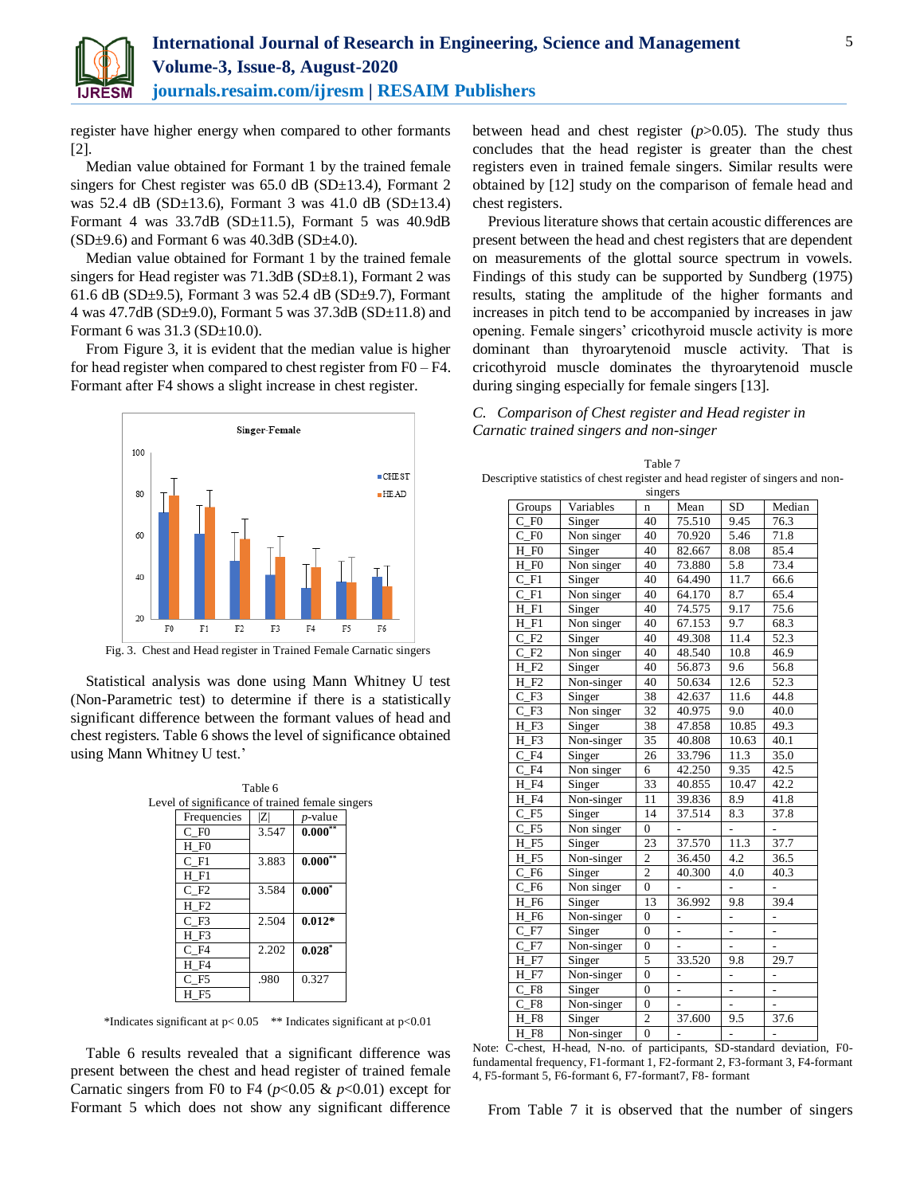register have higher energy when compared to other formants [2].

Median value obtained for Formant 1 by the trained female singers for Chest register was 65.0 dB (SD±13.4), Formant 2 was 52.4 dB (SD±13.6), Formant 3 was 41.0 dB (SD±13.4) Formant 4 was 33.7dB (SD±11.5), Formant 5 was 40.9dB (SD±9.6) and Formant 6 was 40.3dB (SD±4.0).

Median value obtained for Formant 1 by the trained female singers for Head register was 71.3dB (SD±8.1), Formant 2 was 61.6 dB (SD±9.5), Formant 3 was 52.4 dB (SD±9.7), Formant 4 was 47.7dB (SD±9.0), Formant 5 was 37.3dB (SD±11.8) and Formant 6 was 31.3 (SD±10.0).

From Figure 3, it is evident that the median value is higher for head register when compared to chest register from F0 – F4. Formant after F4 shows a slight increase in chest register.

Fig. 3. Chest and Head register in Trained Female Carnatic singers

Statistical analysis was done using Mann Whitney U test (Non-Parametric test) to determine if there is a statistically significant difference between the formant values of head and chest registers. Table 6 shows the level of significance obtained using Mann Whitney U test.'

Table 6
Level of significance of trained female singers

| Frequencies | \|Z\| | *p*-value |
|---|---|---|
| C_F0<br>H_F0 | 3.547 | **0.000**[**] |
| C_F1<br>H_F1 | 3.883 | **0.000**[**] |
| C_F2<br>H_F2 | 3.584 | **0.000**[*] |
| C_F3<br>H_F3 | 2.504 | **0.012***  |
| C_F4<br>H_F4 | 2.202 | **0.028**[*] |
| C_F5<br>H_F5 | .980 | 0.327 |

*Indicates significant at p< 0.05 &nbsp;&nbsp; ** Indicates significant at p<0.01

Table 6 results revealed that a significant difference was present between the chest and head register of trained female Carnatic singers from F0 to F4 ($p<0.05$ & $p<0.01$) except for Formant 5 which does not show any significant difference between head and chest register ($p>0.05$). The study thus concludes that the head register is greater than the chest registers even in trained female singers. Similar results were obtained by [12] study on the comparison of female head and chest registers.

Previous literature shows that certain acoustic differences are present between the head and chest registers that are dependent on measurements of the glottal source spectrum in vowels. Findings of this study can be supported by Sundberg (1975) results, stating the amplitude of the higher formants and increases in pitch tend to be accompanied by increases in jaw opening. Female singers' cricothyroid muscle activity is more dominant than thyroarytenoid muscle activity. That is cricothyroid muscle dominates the thyroarytenoid muscle during singing especially for female singers [13].

*C. Comparison of Chest register and Head register in Carnatic trained singers and non-singer*

Table 7
Descriptive statistics of chest register and head register of singers and non-singers

| Groups | Variables | n | Mean | SD | Median |
|---|---|---|---|---|---|
| C_F0 | Singer | 40 | 75.510 | 9.45 | 76.3 |
| C_F0 | Non singer | 40 | 70.920 | 5.46 | 71.8 |
| H_F0 | Singer | 40 | 82.667 | 8.08 | 85.4 |
| H_F0 | Non singer | 40 | 73.880 | 5.8 | 73.4 |
| C_F1 | Singer | 40 | 64.490 | 11.7 | 66.6 |
| C_F1 | Non singer | 40 | 64.170 | 8.7 | 65.4 |
| H_F1 | Singer | 40 | 74.575 | 9.17 | 75.6 |
| H_F1 | Non singer | 40 | 67.153 | 9.7 | 68.3 |
| C_F2 | Singer | 40 | 49.308 | 11.4 | 52.3 |
| C_F2 | Non singer | 40 | 48.540 | 10.8 | 46.9 |
| H_F2 | Singer | 40 | 56.873 | 9.6 | 56.8 |
| H_F2 | Non-singer | 40 | 50.634 | 12.6 | 52.3 |
| C_F3 | Singer | 38 | 42.637 | 11.6 | 44.8 |
| C_F3 | Non singer | 32 | 40.975 | 9.0 | 40.0 |
| H_F3 | Singer | 38 | 47.858 | 10.85 | 49.3 |
| H_F3 | Non-singer | 35 | 40.808 | 10.63 | 40.1 |
| C_F4 | Singer | 26 | 33.796 | 11.3 | 35.0 |
| C_F4 | Non singer | 6 | 42.250 | 9.35 | 42.5 |
| H_F4 | Singer | 33 | 40.855 | 10.47 | 42.2 |
| H_F4 | Non-singer | 11 | 39.836 | 8.9 | 41.8 |
| C_F5 | Singer | 14 | 37.514 | 8.3 | 37.8 |
| C_F5 | Non singer | 0 | - | - | - |
| H_F5 | Singer | 23 | 37.570 | 11.3 | 37.7 |
| H_F5 | Non-singer | 2 | 36.450 | 4.2 | 36.5 |
| C_F6 | Singer | 2 | 40.300 | 4.0 | 40.3 |
| C_F6 | Non singer | 0 | - | - | - |
| H_F6 | Singer | 13 | 36.992 | 9.8 | 39.4 |
| H_F6 | Non-singer | 0 | - | - | - |
| C_F7 | Singer | 0 | - | - | - |
| C_F7 | Non-singer | 0 | - | - | - |
| H_F7 | Singer | 5 | 33.520 | 9.8 | 29.7 |
| H_F7 | Non-singer | 0 | - | - | - |
| C_F8 | Singer | 0 | - | - | - |
| C_F8 | Non-singer | 0 | - | - | - |
| H_F8 | Singer | 2 | 37.600 | 9.5 | 37.6 |
| H_F8 | Non-singer | 0 | - | - | - |

Note: C-chest, H-head, N-no. of participants, SD-standard deviation, F0-fundamental frequency, F1-formant 1, F2-formant 2, F3-formant 3, F4-formant 4, F5-formant 5, F6-formant 6, F7-formant7, F8- formant

From Table 7 it is observed that the number of singers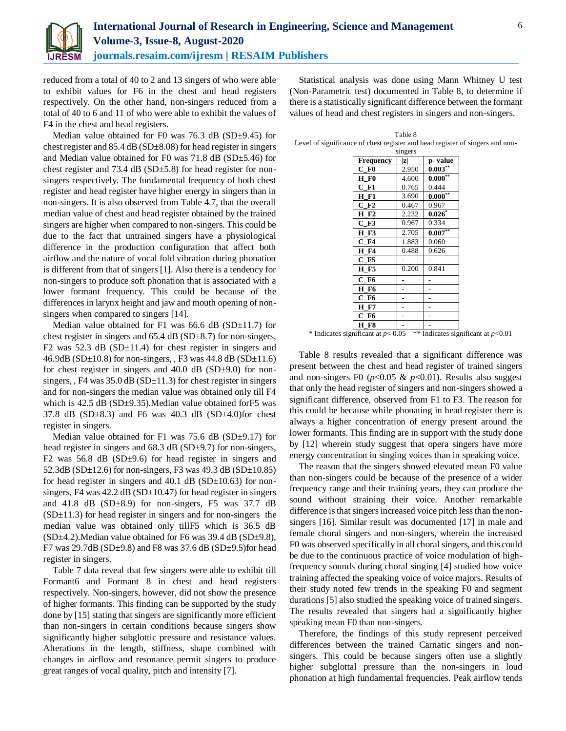reduced from a total of 40 to 2 and 13 singers of who were able to exhibit values for F6 in the chest and head registers respectively. On the other hand, non-singers reduced from a total of 40 to 6 and 11 of who were able to exhibit the values of F4 in the chest and head registers.

Median value obtained for F0 was 76.3 dB (SD±9.45) for chest register and 85.4 dB (SD±8.08) for head register in singers and Median value obtained for F0 was 71.8 dB (SD±5.46) for chest register and 73.4 dB (SD±5.8) for head register for non-singers respectively. The fundamental frequency of both chest register and head register have higher energy in singers than in non-singers. It is also observed from Table 4.7, that the overall median value of chest and head register obtained by the trained singers are higher when compared to non-singers. This could be due to the fact that untrained singers have a physiological difference in the production configuration that affect both airflow and the nature of vocal fold vibration during phonation is different from that of singers [1]. Also there is a tendency for non-singers to produce soft phonation that is associated with a lower formant frequency. This could be because of the differences in larynx height and jaw and mouth opening of non-singers when compared to singers [14].

Median value obtained for F1 was 66.6 dB (SD±11.7) for chest register in singers and 65.4 dB (SD±8.7) for non-singers, F2 was 52.3 dB (SD±11.4) for chest register in singers and 46.9dB (SD±10.8) for non-singers, , F3 was 44.8 dB (SD±11.6) for chest register in singers and 40.0 dB (SD±9.0) for non-singers, , F4 was 35.0 dB (SD±11.3) for chest register in singers and for non-singers the median value was obtained only till F4 which is 42.5 dB (SD±9.35).Median value obtained forF5 was 37.8 dB (SD±8.3) and F6 was 40.3 dB (SD±4.0)for chest register in singers.

Median value obtained for F1 was 75.6 dB (SD±9.17) for head register in singers and 68.3 dB (SD±9.7) for non-singers, F2 was 56.8 dB (SD±9.6) for head register in singers and 52.3dB (SD±12.6) for non-singers, F3 was 49.3 dB (SD±10.85) for head register in singers and 40.1 dB (SD±10.63) for non-singers, F4 was 42.2 dB (SD±10.47) for head register in singers and 41.8 dB (SD±8.9) for non-singers, F5 was 37.7 dB (SD±11.3) for head register in singers and for non-singers the median value was obtained only tillF5 which is 36.5 dB (SD±4.2).Median value obtained for F6 was 39.4 dB (SD±9.8), F7 was 29.7dB (SD±9.8) and F8 was 37.6 dB (SD±9.5)for head register in singers.

Table 7 data reveal that few singers were able to exhibit till Formant6 and Formant 8 in chest and head registers respectively. Non-singers, however, did not show the presence of higher formants. This finding can be supported by the study done by [15] stating that singers are significantly more efficient than non-singers in certain conditions because singers show significantly higher subglottic pressure and resistance values. Alterations in the length, stiffness, shape combined with changes in airflow and resonance permit singers to produce great ranges of vocal quality, pitch and intensity [7].

Statistical analysis was done using Mann Whitney U test (Non-Parametric test) documented in Table 8, to determine if there is a statistically significant difference between the formant values of head and chest registers in singers and non-singers.

Table 8
Level of significance of chest register and head register of singers and non-singers

| Frequency | \|z\| | p- value |
|---|---|---|
| C_F0 | 2.950 | **0.003**** |
| H_F0 | 4.600 | **0.000**** |
| C_F1 | 0.765 | 0.444 |
| H_F1 | 3.690 | **0.000**** |
| C_F2 | 0.467 | 0.967 |
| H_F2 | 2.232 | **0.026*** |
| C_F3 | 0.967 | 0.334 |
| H_F3 | 2.705 | **0.007**** |
| C_F4 | 1.883 | 0.060 |
| H_F4 | 0.488 | 0.626 |
| C_F5 | - | - |
| H_F5 | 0.200 | 0.841 |
| C_F6 | - | - |
| H_F6 | - | - |
| C_F6 | - | - |
| H_F7 | - | - |
| C_F6 | - | - |
| H_F8 | - | - |

\* Indicates significant at $p< 0.05$ ** Indicates significant at $p<0.01$

Table 8 results revealed that a significant difference was present between the chest and head register of trained singers and non-singers F0 ($p<0.05$ & $p<0.01$). Results also suggest that only the head register of singers and non-singers showed a significant difference, observed from F1 to F3. The reason for this could be because while phonating in head register there is always a higher concentration of energy present around the lower formants. This finding are in support with the study done by [12] wherein study suggest that opera singers have more energy concentration in singing voices than in speaking voice.

The reason that the singers showed elevated mean F0 value than non-singers could be because of the presence of a wider frequency range and their training years, they can produce the sound without straining their voice. Another remarkable difference is that singers increased voice pitch less than the non-singers [16]. Similar result was documented [17] in male and female choral singers and non-singers, wherein the increased F0 was observed specifically in all choral singers, and this could be due to the continuous practice of voice modulation of high-frequency sounds during choral singing [4] studied how voice training affected the speaking voice of voice majors. Results of their study noted few trends in the speaking F0 and segment durations [5] also studied the speaking voice of trained singers. The results revealed that singers had a significantly higher speaking mean F0 than non-singers.

Therefore, the findings of this study represent perceived differences between the trained Carnatic singers and non-singers. This could be because singers often use a slightly higher subglottal pressure than the non-singers in loud phonation at high fundamental frequencies. Peak airflow tends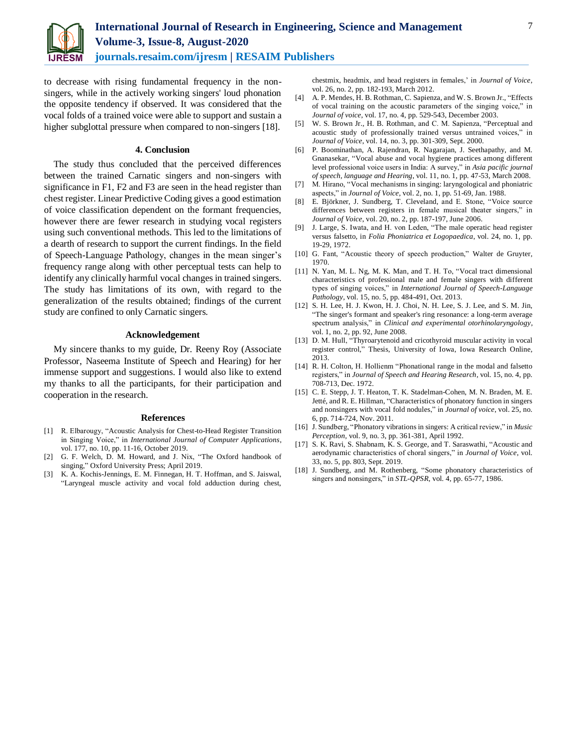to decrease with rising fundamental frequency in the non-singers, while in the actively working singers' loud phonation the opposite tendency if observed. It was considered that the vocal folds of a trained voice were able to support and sustain a higher subglottal pressure when compared to non-singers [18].

## 4. Conclusion

The study thus concluded that the perceived differences between the trained Carnatic singers and non-singers with significance in F1, F2 and F3 are seen in the head register than chest register. Linear Predictive Coding gives a good estimation of voice classification dependent on the formant frequencies, however there are fewer research in studying vocal registers using such conventional methods. This led to the limitations of a dearth of research to support the current findings. In the field of Speech-Language Pathology, changes in the mean singer's frequency range along with other perceptual tests can help to identify any clinically harmful vocal changes in trained singers. The study has limitations of its own, with regard to the generalization of the results obtained; findings of the current study are confined to only Carnatic singers.

## Acknowledgement

My sincere thanks to my guide, Dr. Reeny Roy (Associate Professor, Naseema Institute of Speech and Hearing) for her immense support and suggestions. I would also like to extend my thanks to all the participants, for their participation and cooperation in the research.

## References

[1] R. Elbarougy, "Acoustic Analysis for Chest-to-Head Register Transition in Singing Voice," in *International Journal of Computer Applications*, vol. 177, no. 10, pp. 11-16, October 2019.

[2] G. F. Welch, D. M. Howard, and J. Nix, "The Oxford handbook of singing," Oxford University Press; April 2019.

[3] K. A. Kochis-Jennings, E. M. Finnegan, H. T. Hoffman, and S. Jaiswal, "Laryngeal muscle activity and vocal fold adduction during chest, chestmix, headmix, and head registers in females,' in *Journal of Voice*, vol. 26, no. 2, pp. 182-193, March 2012.

[4] A. P. Mendes, H. B. Rothman, C. Sapienza, and W. S. Brown Jr., "Effects of vocal training on the acoustic parameters of the singing voice," in *Journal of voice*, vol. 17, no. 4, pp. 529-543, December 2003.

[5] W. S. Brown Jr., H. B. Rothman, and C. M. Sapienza, "Perceptual and acoustic study of professionally trained versus untrained voices," in *Journal of Voice*, vol. 14, no. 3, pp. 301-309, Sept. 2000.

[6] P. Boominathan, A. Rajendran, R. Nagarajan, J. Seethapathy, and M. Gnanasekar, "Vocal abuse and vocal hygiene practices among different level professional voice users in India: A survey," in *Asia pacific journal of speech, language and Hearing*, vol. 11, no. 1, pp. 47-53, March 2008.

[7] M. Hirano, "Vocal mechanisms in singing: laryngological and phoniatric aspects," in *Journal of Voice*, vol. 2, no. 1, pp. 51-69, Jan. 1988.

[8] E. Björkner, J. Sundberg, T. Cleveland, and E. Stone, "Voice source differences between registers in female musical theater singers," in *Journal of Voice*, vol. 20, no. 2, pp. 187-197, June 2006.

[9] J. Large, S. Iwata, and H. von Leden, "The male operatic head register versus falsetto, in *Folia Phoniatrica et Logopaedica*, vol. 24, no. 1, pp. 19-29, 1972.

[10] G. Fant, "Acoustic theory of speech production," Walter de Gruyter, 1970.

[11] N. Yan, M. L. Ng, M. K. Man, and T. H. To, "Vocal tract dimensional characteristics of professional male and female singers with different types of singing voices," in *International Journal of Speech-Language Pathology*, vol. 15, no. 5, pp. 484-491, Oct. 2013.

[12] S. H. Lee, H. J. Kwon, H. J. Choi, N. H. Lee, S. J. Lee, and S. M. Jin, "The singer's formant and speaker's ring resonance: a long-term average spectrum analysis," in *Clinical and experimental otorhinolaryngology*, vol. 1, no. 2, pp. 92, June 2008.

[13] D. M. Hull, "Thyroarytenoid and cricothyroid muscular activity in vocal register control," Thesis, University of Iowa, Iowa Research Online, 2013.

[14] R. H. Colton, H. Hollienm "Phonational range in the modal and falsetto registers," in *Journal of Speech and Hearing Research*, vol. 15, no. 4, pp. 708-713, Dec. 1972.

[15] C. E. Stepp, J. T. Heaton, T. K. Stadelman-Cohen, M. N. Braden, M. E. Jetté, and R. E. Hillman, "Characteristics of phonatory function in singers and nonsingers with vocal fold nodules," in *Journal of voice*, vol. 25, no. 6, pp. 714-724, Nov. 2011.

[16] J. Sundberg, "Phonatory vibrations in singers: A critical review," in *Music Perception*, vol. 9, no. 3, pp. 361-381, April 1992.

[17] S. K. Ravi, S. Shabnam, K. S. George, and T. Saraswathi, "Acoustic and aerodynamic characteristics of choral singers," in *Journal of Voice*, vol. 33, no. 5, pp. 803, Sept. 2019.

[18] J. Sundberg, and M. Rothenberg, "Some phonatory characteristics of singers and nonsingers," in *STL-QPSR*, vol. 4, pp. 65-77, 1986.